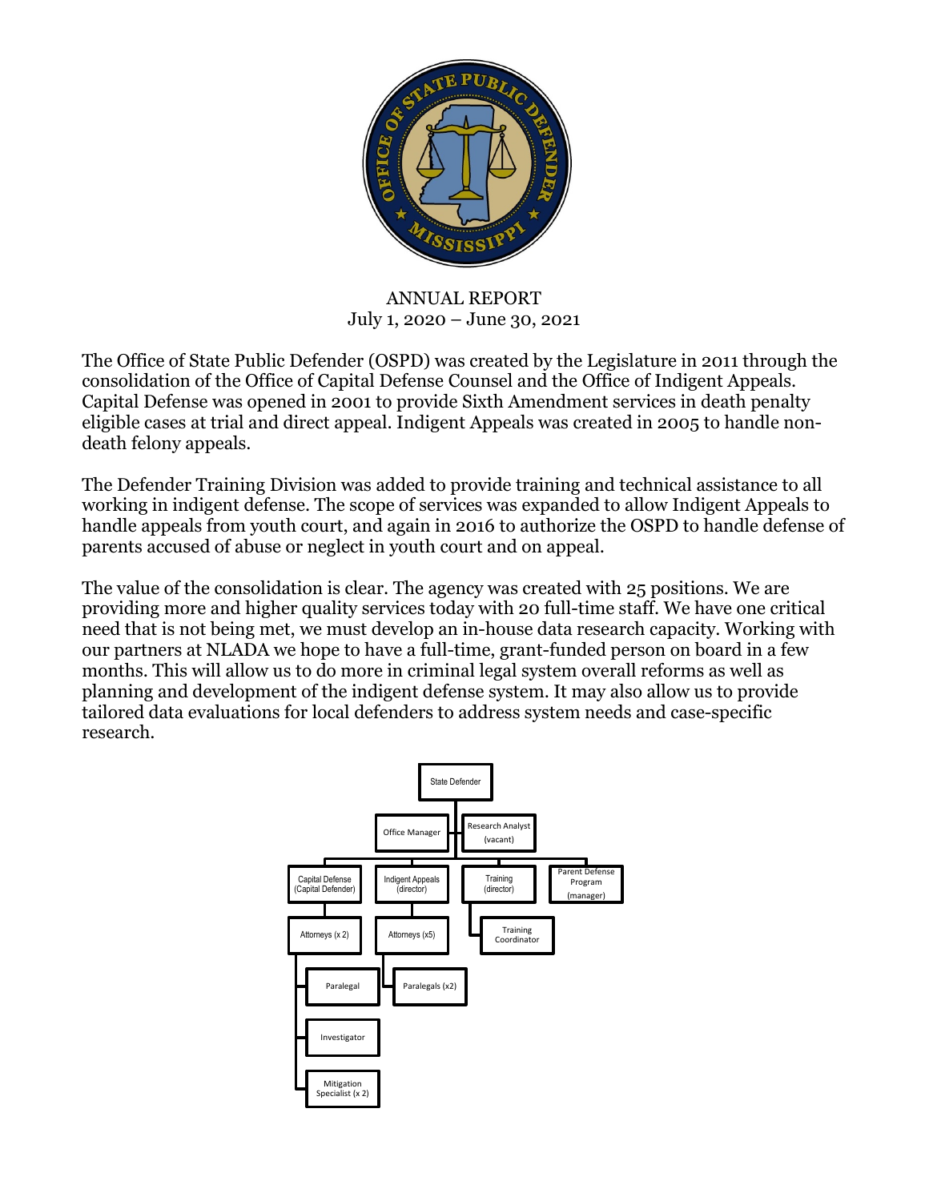ANNUAL REPORT
July 1, 2020 – June 30, 2021

The Office of State Public Defender (OSPD) was created by the Legislature in 2011 through the consolidation of the Office of Capital Defense Counsel and the Office of Indigent Appeals. Capital Defense was opened in 2001 to provide Sixth Amendment services in death penalty eligible cases at trial and direct appeal. Indigent Appeals was created in 2005 to handle non-death felony appeals.

The Defender Training Division was added to provide training and technical assistance to all working in indigent defense. The scope of services was expanded to allow Indigent Appeals to handle appeals from youth court, and again in 2016 to authorize the OSPD to handle defense of parents accused of abuse or neglect in youth court and on appeal.

The value of the consolidation is clear. The agency was created with 25 positions. We are providing more and higher quality services today with 20 full-time staff. We have one critical need that is not being met, we must develop an in-house data research capacity. Working with our partners at NLADA we hope to have a full-time, grant-funded person on board in a few months. This will allow us to do more in criminal legal system overall reforms as well as planning and development of the indigent defense system. It may also allow us to provide tailored data evaluations for local defenders to address system needs and case-specific research.

- State Defender
  - Office Manager
  - Research Analyst (vacant)
  - Capital Defense (Capital Defender)
    - Attorneys (x 2)
      - Paralegal
      - Investigator
      - Mitigation Specialist (x 2)
  - Indigent Appeals (director)
    - Attorneys (x5)
      - Paralegals (x2)
  - Training (director)
    - Training Coordinator
  - Parent Defense Program (manager)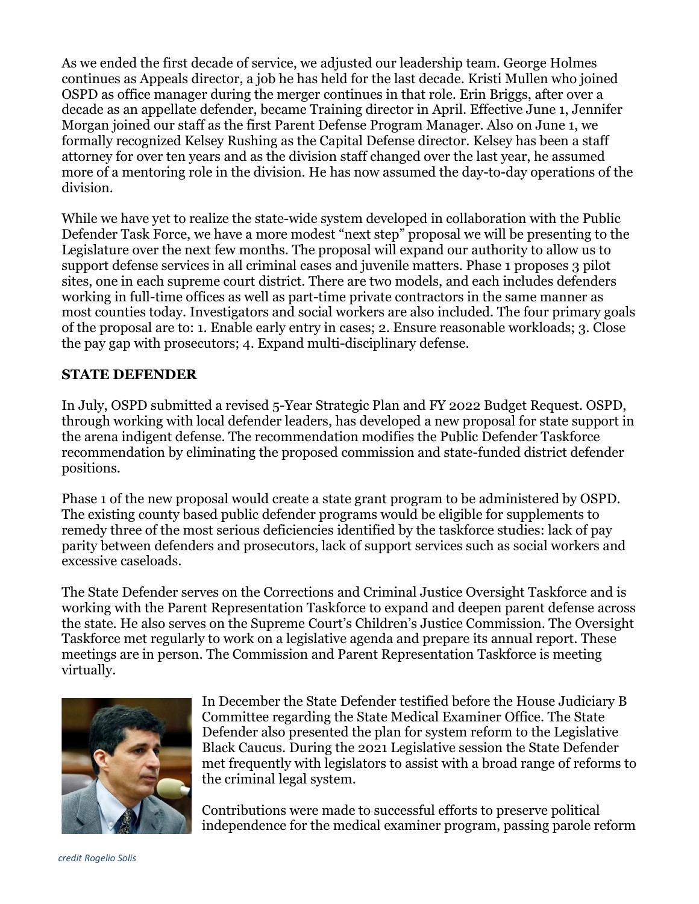As we ended the first decade of service, we adjusted our leadership team. George Holmes continues as Appeals director, a job he has held for the last decade. Kristi Mullen who joined OSPD as office manager during the merger continues in that role. Erin Briggs, after over a decade as an appellate defender, became Training director in April. Effective June 1, Jennifer Morgan joined our staff as the first Parent Defense Program Manager. Also on June 1, we formally recognized Kelsey Rushing as the Capital Defense director. Kelsey has been a staff attorney for over ten years and as the division staff changed over the last year, he assumed more of a mentoring role in the division. He has now assumed the day-to-day operations of the division.

While we have yet to realize the state-wide system developed in collaboration with the Public Defender Task Force, we have a more modest "next step" proposal we will be presenting to the Legislature over the next few months. The proposal will expand our authority to allow us to support defense services in all criminal cases and juvenile matters. Phase 1 proposes 3 pilot sites, one in each supreme court district. There are two models, and each includes defenders working in full-time offices as well as part-time private contractors in the same manner as most counties today. Investigators and social workers are also included. The four primary goals of the proposal are to: 1. Enable early entry in cases; 2. Ensure reasonable workloads; 3. Close the pay gap with prosecutors; 4. Expand multi-disciplinary defense.

**STATE DEFENDER**

In July, OSPD submitted a revised 5-Year Strategic Plan and FY 2022 Budget Request. OSPD, through working with local defender leaders, has developed a new proposal for state support in the arena indigent defense. The recommendation modifies the Public Defender Taskforce recommendation by eliminating the proposed commission and state-funded district defender positions.

Phase 1 of the new proposal would create a state grant program to be administered by OSPD. The existing county based public defender programs would be eligible for supplements to remedy three of the most serious deficiencies identified by the taskforce studies: lack of pay parity between defenders and prosecutors, lack of support services such as social workers and excessive caseloads.

The State Defender serves on the Corrections and Criminal Justice Oversight Taskforce and is working with the Parent Representation Taskforce to expand and deepen parent defense across the state. He also serves on the Supreme Court's Children's Justice Commission. The Oversight Taskforce met regularly to work on a legislative agenda and prepare its annual report. These meetings are in person. The Commission and Parent Representation Taskforce is meeting virtually.

In December the State Defender testified before the House Judiciary B Committee regarding the State Medical Examiner Office. The State Defender also presented the plan for system reform to the Legislative Black Caucus. During the 2021 Legislative session the State Defender met frequently with legislators to assist with a broad range of reforms to the criminal legal system.

Contributions were made to successful efforts to preserve political independence for the medical examiner program, passing parole reform

*credit Rogelio Solis*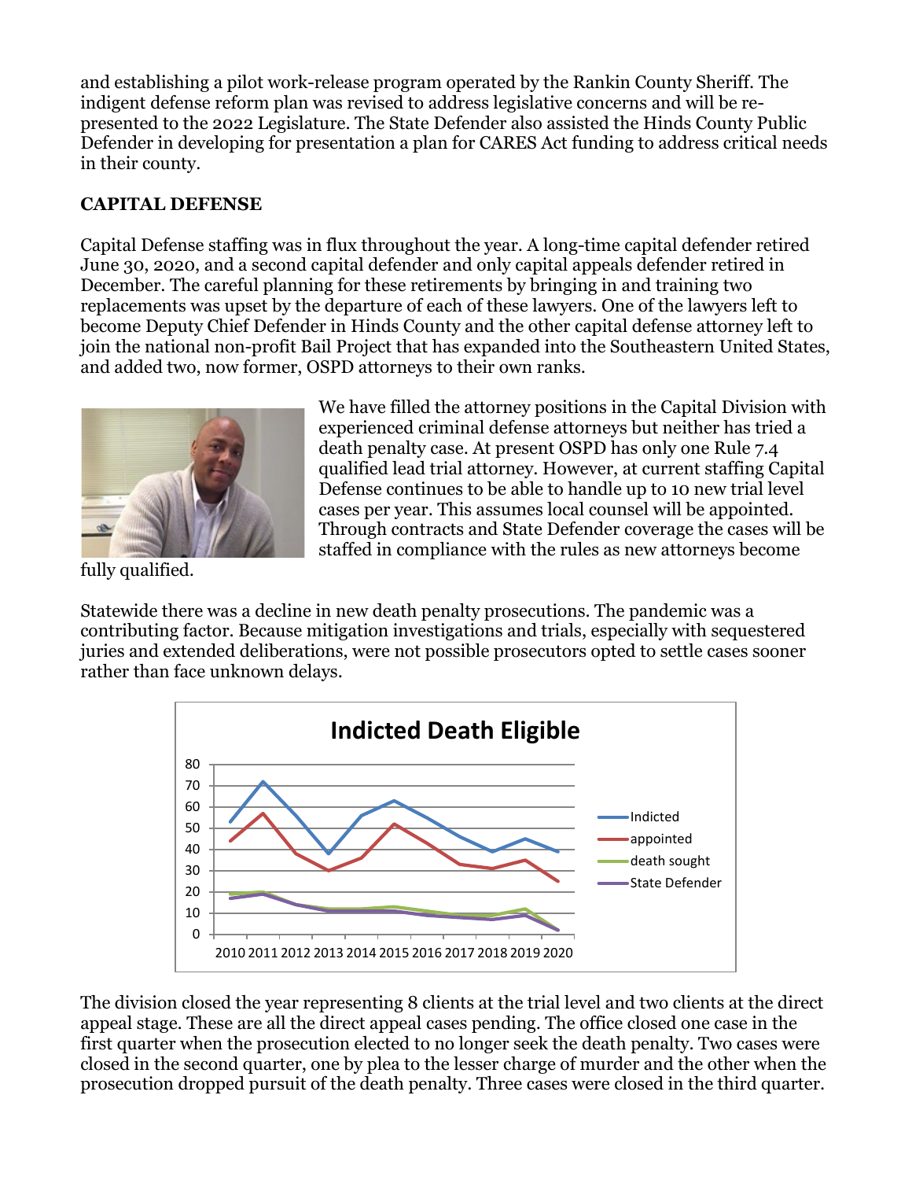and establishing a pilot work-release program operated by the Rankin County Sheriff. The indigent defense reform plan was revised to address legislative concerns and will be re-presented to the 2022 Legislature. The State Defender also assisted the Hinds County Public Defender in developing for presentation a plan for CARES Act funding to address critical needs in their county.

**CAPITAL DEFENSE**

Capital Defense staffing was in flux throughout the year. A long-time capital defender retired June 30, 2020, and a second capital defender and only capital appeals defender retired in December. The careful planning for these retirements by bringing in and training two replacements was upset by the departure of each of these lawyers. One of the lawyers left to become Deputy Chief Defender in Hinds County and the other capital defense attorney left to join the national non-profit Bail Project that has expanded into the Southeastern United States, and added two, now former, OSPD attorneys to their own ranks.

We have filled the attorney positions in the Capital Division with experienced criminal defense attorneys but neither has tried a death penalty case. At present OSPD has only one Rule 7.4 qualified lead trial attorney. However, at current staffing Capital Defense continues to be able to handle up to 10 new trial level cases per year. This assumes local counsel will be appointed. Through contracts and State Defender coverage the cases will be staffed in compliance with the rules as new attorneys become fully qualified.

Statewide there was a decline in new death penalty prosecutions. The pandemic was a contributing factor. Because mitigation investigations and trials, especially with sequestered juries and extended deliberations, were not possible prosecutors opted to settle cases sooner rather than face unknown delays.

**Indicted Death Eligible**

(Line chart, 2010–2020, series: Indicted, appointed, death sought, State Defender)

The division closed the year representing 8 clients at the trial level and two clients at the direct appeal stage. These are all the direct appeal cases pending. The office closed one case in the first quarter when the prosecution elected to no longer seek the death penalty. Two cases were closed in the second quarter, one by plea to the lesser charge of murder and the other when the prosecution dropped pursuit of the death penalty. Three cases were closed in the third quarter.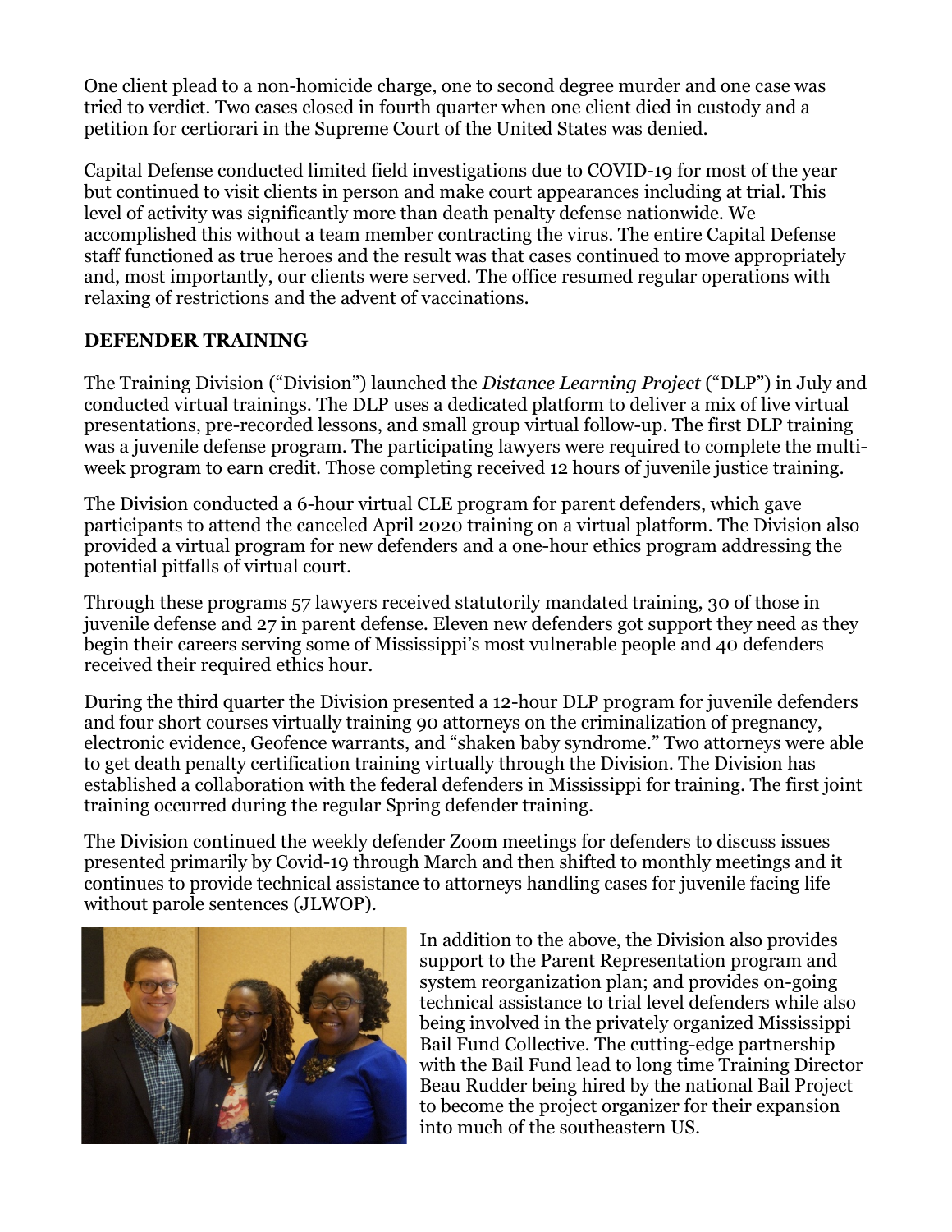One client plead to a non-homicide charge, one to second degree murder and one case was tried to verdict. Two cases closed in fourth quarter when one client died in custody and a petition for certiorari in the Supreme Court of the United States was denied.

Capital Defense conducted limited field investigations due to COVID-19 for most of the year but continued to visit clients in person and make court appearances including at trial. This level of activity was significantly more than death penalty defense nationwide. We accomplished this without a team member contracting the virus. The entire Capital Defense staff functioned as true heroes and the result was that cases continued to move appropriately and, most importantly, our clients were served. The office resumed regular operations with relaxing of restrictions and the advent of vaccinations.

**DEFENDER TRAINING**

The Training Division ("Division") launched the *Distance Learning Project* ("DLP") in July and conducted virtual trainings. The DLP uses a dedicated platform to deliver a mix of live virtual presentations, pre-recorded lessons, and small group virtual follow-up. The first DLP training was a juvenile defense program. The participating lawyers were required to complete the multi-week program to earn credit. Those completing received 12 hours of juvenile justice training.

The Division conducted a 6-hour virtual CLE program for parent defenders, which gave participants to attend the canceled April 2020 training on a virtual platform. The Division also provided a virtual program for new defenders and a one-hour ethics program addressing the potential pitfalls of virtual court.

Through these programs 57 lawyers received statutorily mandated training, 30 of those in juvenile defense and 27 in parent defense. Eleven new defenders got support they need as they begin their careers serving some of Mississippi's most vulnerable people and 40 defenders received their required ethics hour.

During the third quarter the Division presented a 12-hour DLP program for juvenile defenders and four short courses virtually training 90 attorneys on the criminalization of pregnancy, electronic evidence, Geofence warrants, and "shaken baby syndrome." Two attorneys were able to get death penalty certification training virtually through the Division. The Division has established a collaboration with the federal defenders in Mississippi for training. The first joint training occurred during the regular Spring defender training.

The Division continued the weekly defender Zoom meetings for defenders to discuss issues presented primarily by Covid-19 through March and then shifted to monthly meetings and it continues to provide technical assistance to attorneys handling cases for juvenile facing life without parole sentences (JLWOP).

In addition to the above, the Division also provides support to the Parent Representation program and system reorganization plan; and provides on-going technical assistance to trial level defenders while also being involved in the privately organized Mississippi Bail Fund Collective. The cutting-edge partnership with the Bail Fund lead to long time Training Director Beau Rudder being hired by the national Bail Project to become the project organizer for their expansion into much of the southeastern US.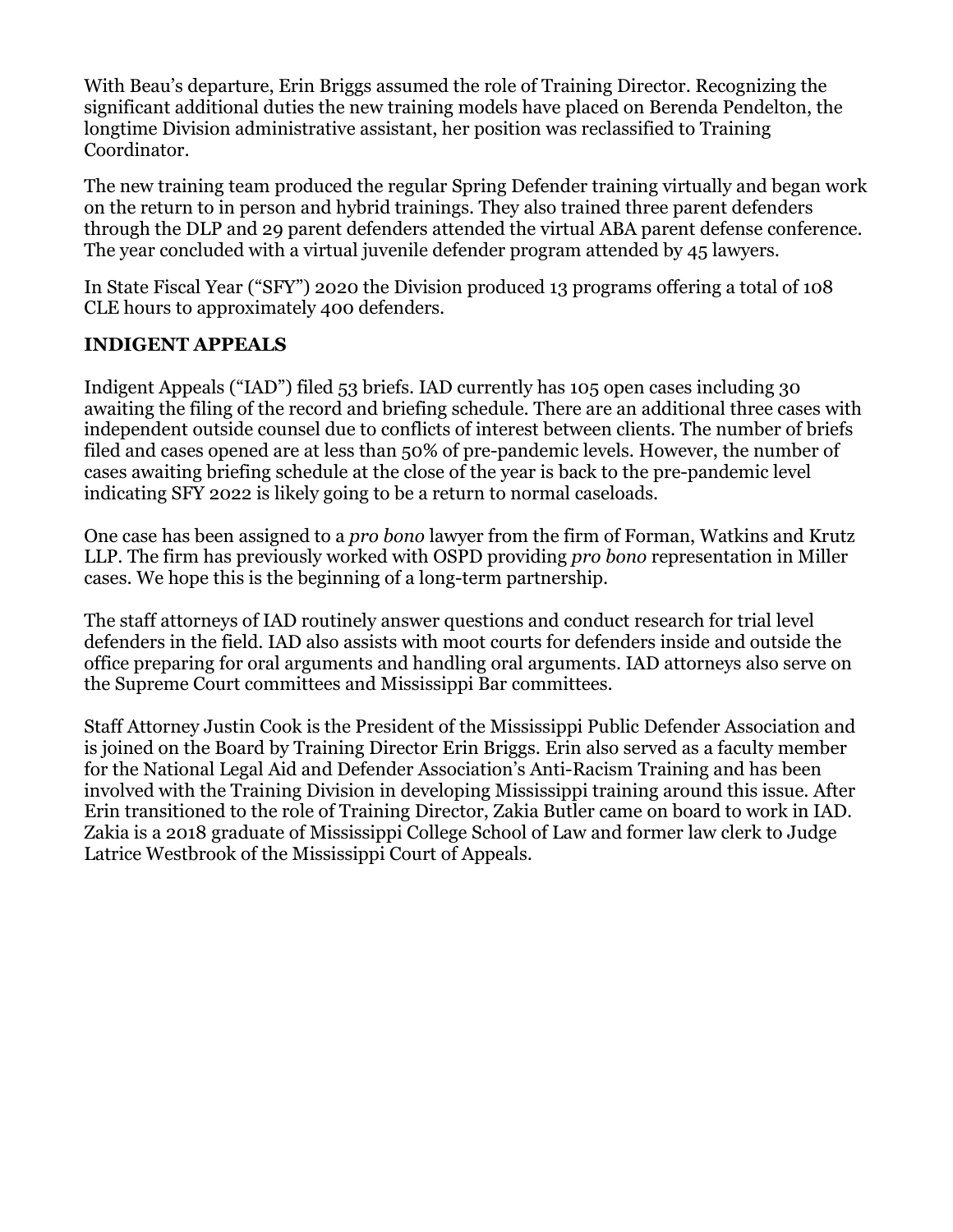With Beau's departure, Erin Briggs assumed the role of Training Director. Recognizing the significant additional duties the new training models have placed on Berenda Pendelton, the longtime Division administrative assistant, her position was reclassified to Training Coordinator.

The new training team produced the regular Spring Defender training virtually and began work on the return to in person and hybrid trainings. They also trained three parent defenders through the DLP and 29 parent defenders attended the virtual ABA parent defense conference. The year concluded with a virtual juvenile defender program attended by 45 lawyers.

In State Fiscal Year ("SFY") 2020 the Division produced 13 programs offering a total of 108 CLE hours to approximately 400 defenders.

## INDIGENT APPEALS

Indigent Appeals ("IAD") filed 53 briefs. IAD currently has 105 open cases including 30 awaiting the filing of the record and briefing schedule. There are an additional three cases with independent outside counsel due to conflicts of interest between clients. The number of briefs filed and cases opened are at less than 50% of pre-pandemic levels. However, the number of cases awaiting briefing schedule at the close of the year is back to the pre-pandemic level indicating SFY 2022 is likely going to be a return to normal caseloads.

One case has been assigned to a *pro bono* lawyer from the firm of Forman, Watkins and Krutz LLP. The firm has previously worked with OSPD providing *pro bono* representation in Miller cases. We hope this is the beginning of a long-term partnership.

The staff attorneys of IAD routinely answer questions and conduct research for trial level defenders in the field. IAD also assists with moot courts for defenders inside and outside the office preparing for oral arguments and handling oral arguments. IAD attorneys also serve on the Supreme Court committees and Mississippi Bar committees.

Staff Attorney Justin Cook is the President of the Mississippi Public Defender Association and is joined on the Board by Training Director Erin Briggs. Erin also served as a faculty member for the National Legal Aid and Defender Association's Anti-Racism Training and has been involved with the Training Division in developing Mississippi training around this issue. After Erin transitioned to the role of Training Director, Zakia Butler came on board to work in IAD. Zakia is a 2018 graduate of Mississippi College School of Law and former law clerk to Judge Latrice Westbrook of the Mississippi Court of Appeals.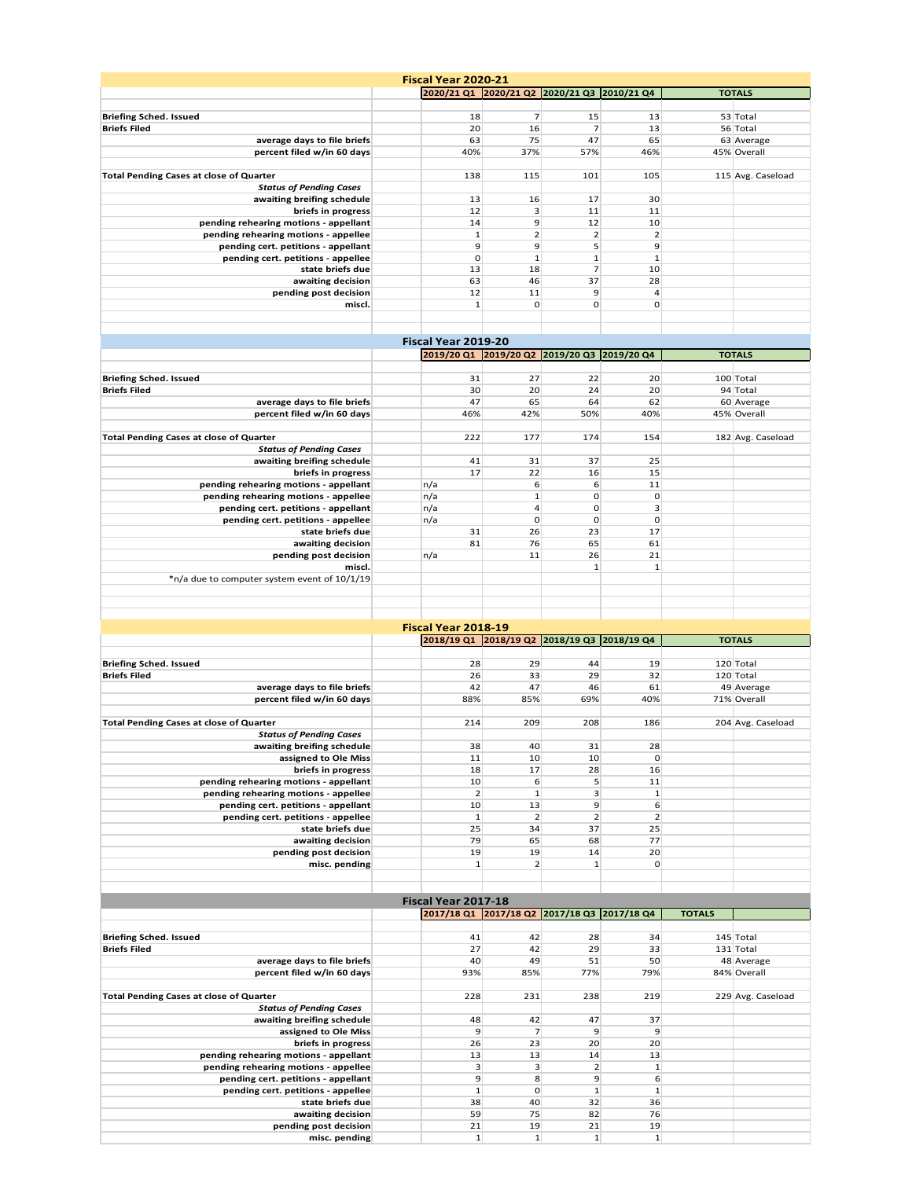## Fiscal Year 2020-21

| | 2020/21 Q1 | 2020/21 Q2 | 2020/21 Q3 | 2010/21 Q4 | TOTALS | |
|---|---|---|---|---|---|---|
| **Briefing Sched. Issued** | 18 | 7 | 15 | 13 | 53 | Total |
| **Briefs Filed** | 20 | 16 | 7 | 13 | 56 | Total |
| **average days to file briefs** | 63 | 75 | 47 | 65 | 63 | Average |
| **percent filed w/in 60 days** | 40% | 37% | 57% | 46% | 45% | Overall |
| **Total Pending Cases at close of Quarter** | 138 | 115 | 101 | 105 | 115 | Avg. Caseload |
| ***Status of Pending Cases*** | | | | | | |
| **awaiting breifing schedule** | 13 | 16 | 17 | 30 | | |
| **briefs in progress** | 12 | 3 | 11 | 11 | | |
| **pending rehearing motions - appellant** | 14 | 9 | 12 | 10 | | |
| **pending rehearing motions - appellee** | 1 | 2 | 2 | 2 | | |
| **pending cert. petitions - appellant** | 9 | 9 | 5 | 9 | | |
| **pending cert. petitions - appellee** | 0 | 1 | 1 | 1 | | |
| **state briefs due** | 13 | 18 | 7 | 10 | | |
| **awaiting decision** | 63 | 46 | 37 | 28 | | |
| **pending post decision** | 12 | 11 | 9 | 4 | | |
| **miscl.** | 1 | 0 | 0 | 0 | | |

## Fiscal Year 2019-20

| | 2019/20 Q1 | 2019/20 Q2 | 2019/20 Q3 | 2019/20 Q4 | TOTALS | |
|---|---|---|---|---|---|---|
| **Briefing Sched. Issued** | 31 | 27 | 22 | 20 | 100 | Total |
| **Briefs Filed** | 30 | 20 | 24 | 20 | 94 | Total |
| **average days to file briefs** | 47 | 65 | 64 | 62 | 60 | Average |
| **percent filed w/in 60 days** | 46% | 42% | 50% | 40% | 45% | Overall |
| **Total Pending Cases at close of Quarter** | 222 | 177 | 174 | 154 | 182 | Avg. Caseload |
| ***Status of Pending Cases*** | | | | | | |
| **awaiting breifing schedule** | 41 | 31 | 37 | 25 | | |
| **briefs in progress** | 17 | 22 | 16 | 15 | | |
| **pending rehearing motions - appellant** | n/a | 6 | 6 | 11 | | |
| **pending rehearing motions - appellee** | n/a | 1 | 0 | 0 | | |
| **pending cert. petitions - appellant** | n/a | 4 | 0 | 3 | | |
| **pending cert. petitions - appellee** | n/a | 0 | 0 | 0 | | |
| **state briefs due** | 31 | 26 | 23 | 17 | | |
| **awaiting decision** | 81 | 76 | 65 | 61 | | |
| **pending post decision** | n/a | 11 | 26 | 21 | | |
| **miscl.** | | | 1 | 1 | | |

*n/a due to computer system event of 10/1/19

## Fiscal Year 2018-19

| | 2018/19 Q1 | 2018/19 Q2 | 2018/19 Q3 | 2018/19 Q4 | TOTALS | |
|---|---|---|---|---|---|---|
| **Briefing Sched. Issued** | 28 | 29 | 44 | 19 | 120 | Total |
| **Briefs Filed** | 26 | 33 | 29 | 32 | 120 | Total |
| **average days to file briefs** | 42 | 47 | 46 | 61 | 49 | Average |
| **percent filed w/in 60 days** | 88% | 85% | 69% | 40% | 71% | Overall |
| **Total Pending Cases at close of Quarter** | 214 | 209 | 208 | 186 | 204 | Avg. Caseload |
| ***Status of Pending Cases*** | | | | | | |
| **awaiting breifing schedule** | 38 | 40 | 31 | 28 | | |
| **assigned to Ole Miss** | 11 | 10 | 10 | 0 | | |
| **briefs in progress** | 18 | 17 | 28 | 16 | | |
| **pending rehearing motions - appellant** | 10 | 6 | 5 | 11 | | |
| **pending rehearing motions - appellee** | 2 | 1 | 3 | 1 | | |
| **pending cert. petitions - appellant** | 10 | 13 | 9 | 6 | | |
| **pending cert. petitions - appellee** | 1 | 2 | 2 | 2 | | |
| **state briefs due** | 25 | 34 | 37 | 25 | | |
| **awaiting decision** | 79 | 65 | 68 | 77 | | |
| **pending post decision** | 19 | 19 | 14 | 20 | | |
| **misc. pending** | 1 | 2 | 1 | 0 | | |

## Fiscal Year 2017-18

| | 2017/18 Q1 | 2017/18 Q2 | 2017/18 Q3 | 2017/18 Q4 | TOTALS | |
|---|---|---|---|---|---|---|
| **Briefing Sched. Issued** | 41 | 42 | 28 | 34 | 145 | Total |
| **Briefs Filed** | 27 | 42 | 29 | 33 | 131 | Total |
| **average days to file briefs** | 40 | 49 | 51 | 50 | 48 | Average |
| **percent filed w/in 60 days** | 93% | 85% | 77% | 79% | 84% | Overall |
| **Total Pending Cases at close of Quarter** | 228 | 231 | 238 | 219 | 229 | Avg. Caseload |
| ***Status of Pending Cases*** | | | | | | |
| **awaiting breifing schedule** | 48 | 42 | 47 | 37 | | |
| **assigned to Ole Miss** | 9 | 7 | 9 | 9 | | |
| **briefs in progress** | 26 | 23 | 20 | 20 | | |
| **pending rehearing motions - appellant** | 13 | 13 | 14 | 13 | | |
| **pending rehearing motions - appellee** | 3 | 3 | 2 | 1 | | |
| **pending cert. petitions - appellant** | 9 | 8 | 9 | 6 | | |
| **pending cert. petitions - appellee** | 1 | 0 | 1 | 1 | | |
| **state briefs due** | 38 | 40 | 32 | 36 | | |
| **awaiting decision** | 59 | 75 | 82 | 76 | | |
| **pending post decision** | 21 | 19 | 21 | 19 | | |
| **misc. pending** | 1 | 1 | 1 | 1 | | |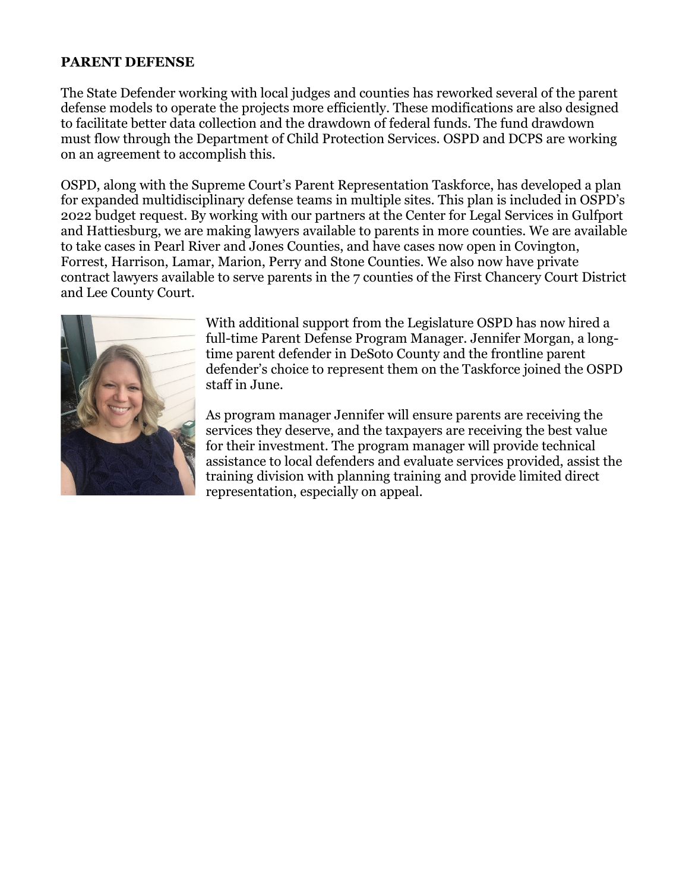**PARENT DEFENSE**

The State Defender working with local judges and counties has reworked several of the parent defense models to operate the projects more efficiently. These modifications are also designed to facilitate better data collection and the drawdown of federal funds. The fund drawdown must flow through the Department of Child Protection Services. OSPD and DCPS are working on an agreement to accomplish this.

OSPD, along with the Supreme Court's Parent Representation Taskforce, has developed a plan for expanded multidisciplinary defense teams in multiple sites. This plan is included in OSPD's 2022 budget request. By working with our partners at the Center for Legal Services in Gulfport and Hattiesburg, we are making lawyers available to parents in more counties. We are available to take cases in Pearl River and Jones Counties, and have cases now open in Covington, Forrest, Harrison, Lamar, Marion, Perry and Stone Counties. We also now have private contract lawyers available to serve parents in the 7 counties of the First Chancery Court District and Lee County Court.

With additional support from the Legislature OSPD has now hired a full-time Parent Defense Program Manager. Jennifer Morgan, a long-time parent defender in DeSoto County and the frontline parent defender's choice to represent them on the Taskforce joined the OSPD staff in June.

As program manager Jennifer will ensure parents are receiving the services they deserve, and the taxpayers are receiving the best value for their investment. The program manager will provide technical assistance to local defenders and evaluate services provided, assist the training division with planning training and provide limited direct representation, especially on appeal.